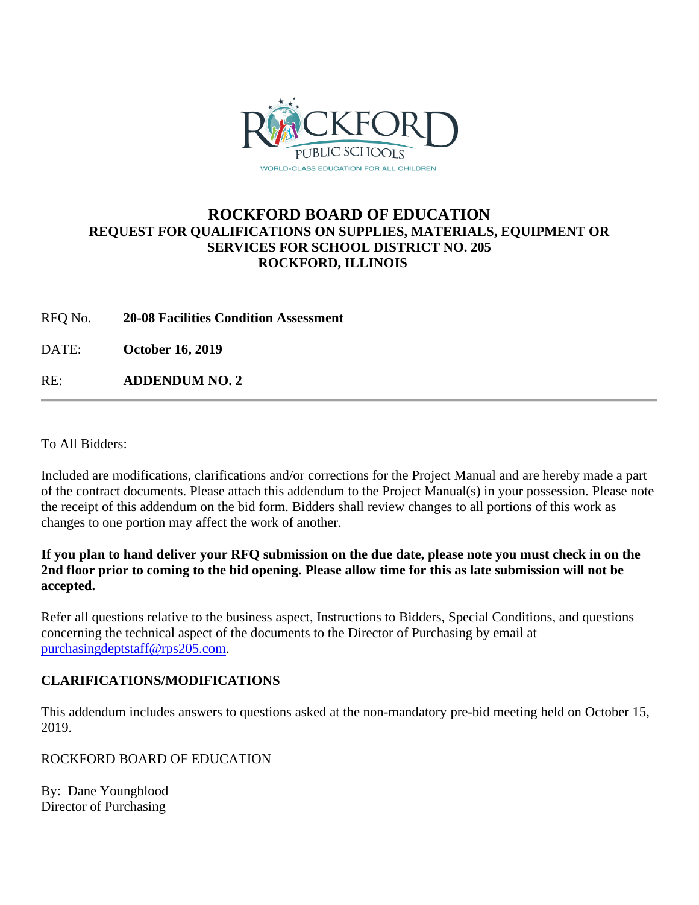ROCKFORD PUBLIC SCHOOLS
WORLD-CLASS EDUCATION FOR ALL CHILDREN

# ROCKFORD BOARD OF EDUCATION

## REQUEST FOR QUALIFICATIONS ON SUPPLIES, MATERIALS, EQUIPMENT OR SERVICES FOR SCHOOL DISTRICT NO. 205 ROCKFORD, ILLINOIS

RFQ No. **20-08 Facilities Condition Assessment**

DATE: **October 16, 2019**

RE: **ADDENDUM NO. 2**

---

To All Bidders:

Included are modifications, clarifications and/or corrections for the Project Manual and are hereby made a part of the contract documents. Please attach this addendum to the Project Manual(s) in your possession. Please note the receipt of this addendum on the bid form. Bidders shall review changes to all portions of this work as changes to one portion may affect the work of another.

**If you plan to hand deliver your RFQ submission on the due date, please note you must check in on the 2nd floor prior to coming to the bid opening. Please allow time for this as late submission will not be accepted.**

Refer all questions relative to the business aspect, Instructions to Bidders, Special Conditions, and questions concerning the technical aspect of the documents to the Director of Purchasing by email at purchasingdeptstaff@rps205.com.

**CLARIFICATIONS/MODIFICATIONS**

This addendum includes answers to questions asked at the non-mandatory pre-bid meeting held on October 15, 2019.

ROCKFORD BOARD OF EDUCATION

By: Dane Youngblood
Director of Purchasing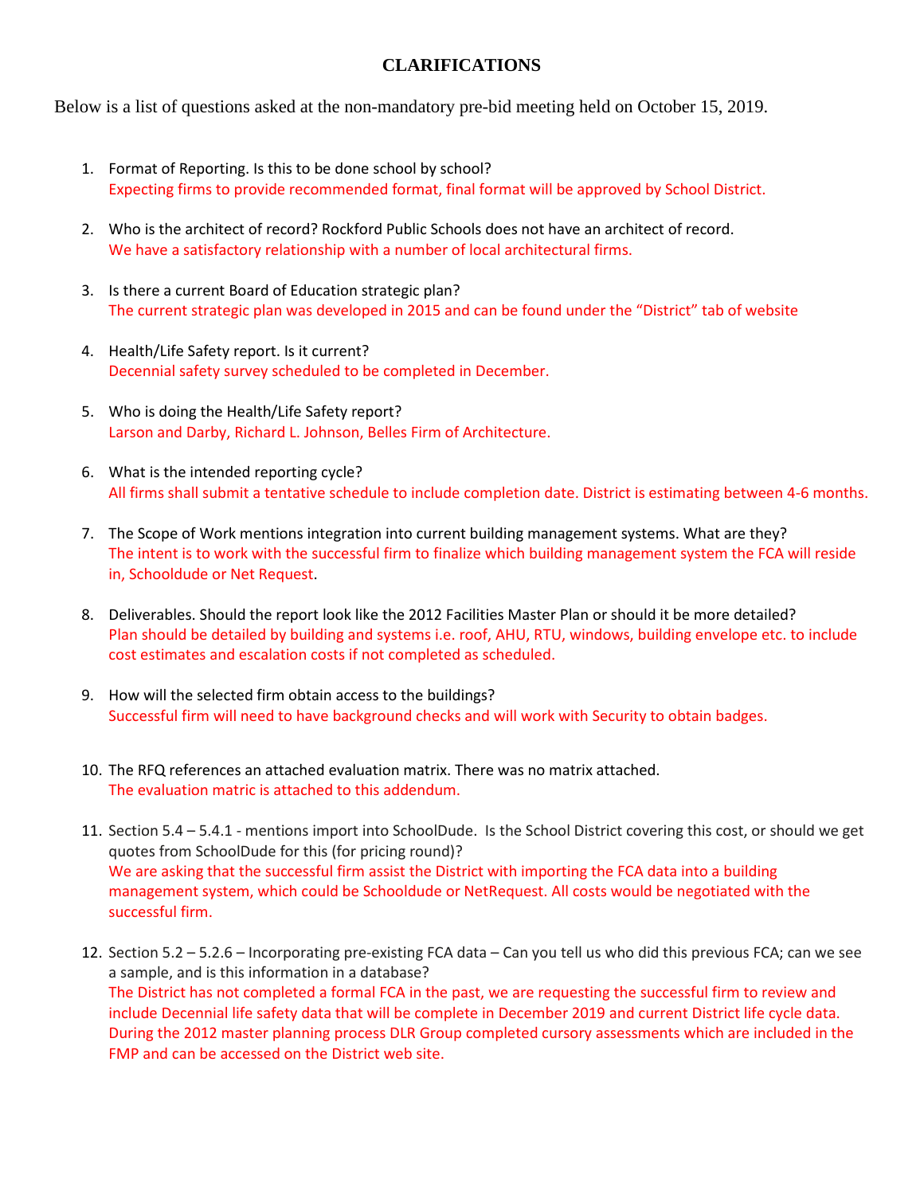# CLARIFICATIONS

Below is a list of questions asked at the non-mandatory pre-bid meeting held on October 15, 2019.

1. Format of Reporting. Is this to be done school by school?
   Expecting firms to provide recommended format, final format will be approved by School District.

2. Who is the architect of record? Rockford Public Schools does not have an architect of record.
   We have a satisfactory relationship with a number of local architectural firms.

3. Is there a current Board of Education strategic plan?
   The current strategic plan was developed in 2015 and can be found under the "District" tab of website

4. Health/Life Safety report. Is it current?
   Decennial safety survey scheduled to be completed in December.

5. Who is doing the Health/Life Safety report?
   Larson and Darby, Richard L. Johnson, Belles Firm of Architecture.

6. What is the intended reporting cycle?
   All firms shall submit a tentative schedule to include completion date. District is estimating between 4-6 months.

7. The Scope of Work mentions integration into current building management systems. What are they?
   The intent is to work with the successful firm to finalize which building management system the FCA will reside in, Schooldude or Net Request.

8. Deliverables. Should the report look like the 2012 Facilities Master Plan or should it be more detailed?
   Plan should be detailed by building and systems i.e. roof, AHU, RTU, windows, building envelope etc. to include cost estimates and escalation costs if not completed as scheduled.

9. How will the selected firm obtain access to the buildings?
   Successful firm will need to have background checks and will work with Security to obtain badges.

10. The RFQ references an attached evaluation matrix. There was no matrix attached.
    The evaluation matric is attached to this addendum.

11. Section 5.4 – 5.4.1 - mentions import into SchoolDude. Is the School District covering this cost, or should we get quotes from SchoolDude for this (for pricing round)?
    We are asking that the successful firm assist the District with importing the FCA data into a building management system, which could be Schooldude or NetRequest. All costs would be negotiated with the successful firm.

12. Section 5.2 – 5.2.6 – Incorporating pre-existing FCA data – Can you tell us who did this previous FCA; can we see a sample, and is this information in a database?
    The District has not completed a formal FCA in the past, we are requesting the successful firm to review and include Decennial life safety data that will be complete in December 2019 and current District life cycle data. During the 2012 master planning process DLR Group completed cursory assessments which are included in the FMP and can be accessed on the District web site.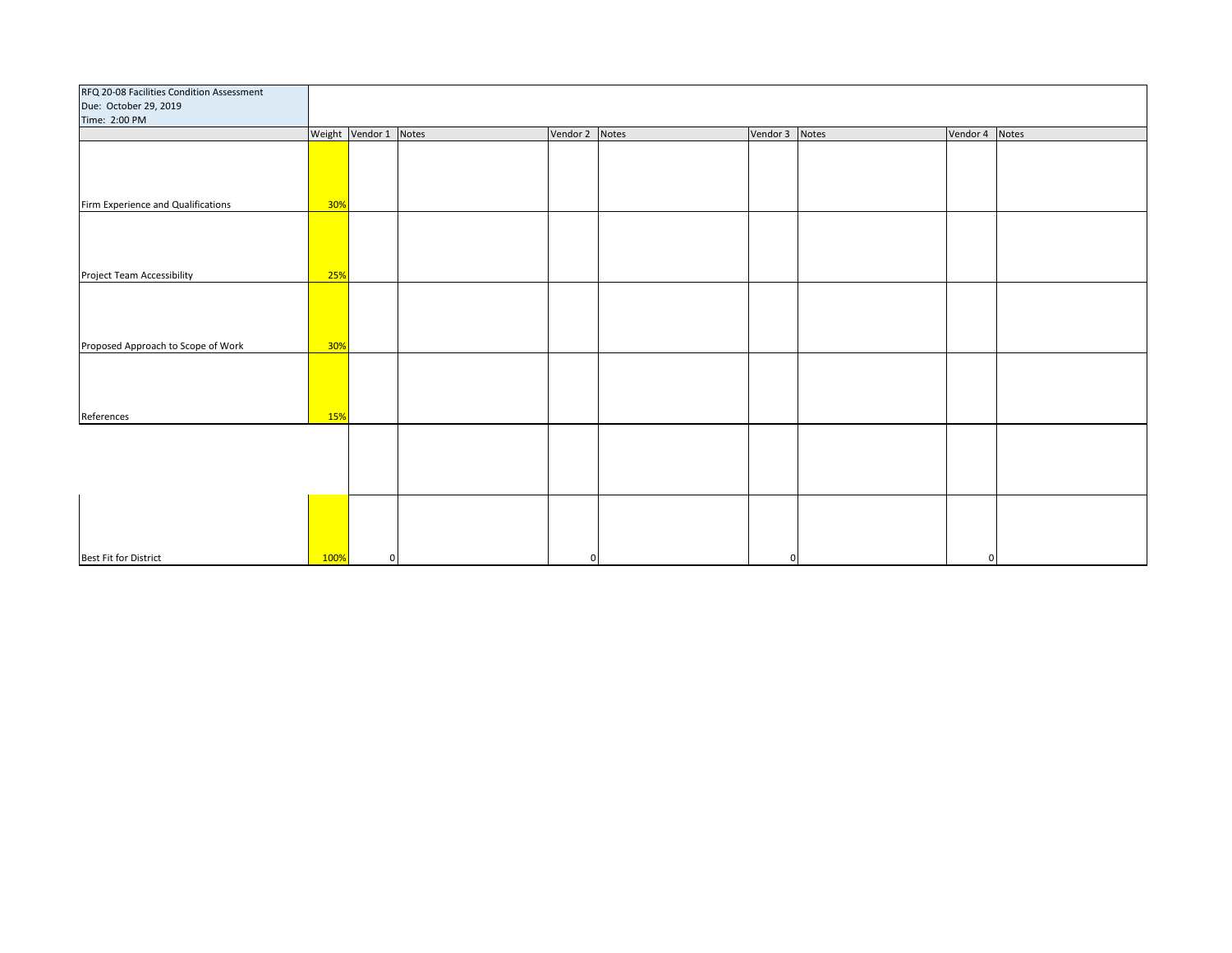RFQ 20-08 Facilities Condition Assessment
Due: October 29, 2019
Time: 2:00 PM

| | Weight | Vendor 1 | Notes | Vendor 2 | Notes | Vendor 3 | Notes | Vendor 4 | Notes |
|---|---|---|---|---|---|---|---|---|---|
| Firm Experience and Qualifications | 30% | | | | | | | | |
| Project Team Accessibility | 25% | | | | | | | | |
| Proposed Approach to Scope of Work | 30% | | | | | | | | |
| References | 15% | | | | | | | | |
| | | | | | | | | | |
| Best Fit for District | 100% | 0 | | 0 | | 0 | | 0 | |